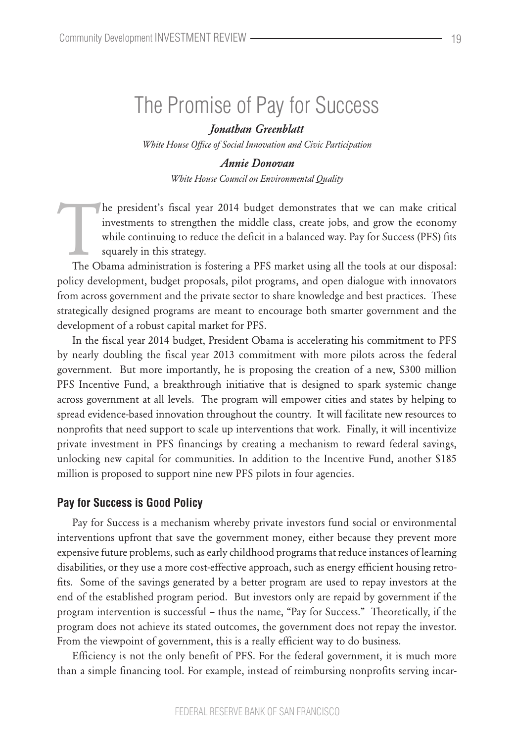# The Promise of Pay for Success

***Jonathan Greenblatt***

*White House Office of Social Innovation and Civic Participation*

***Annie Donovan***

*White House Council on Environmental Quality*

The president's fiscal year 2014 budget demonstrates that we can make critical investments to strengthen the middle class, create jobs, and grow the economy while continuing to reduce the deficit in a balanced way. Pay for Success (PFS) fits squarely in this strategy.

The Obama administration is fostering a PFS market using all the tools at our disposal: policy development, budget proposals, pilot programs, and open dialogue with innovators from across government and the private sector to share knowledge and best practices. These strategically designed programs are meant to encourage both smarter government and the development of a robust capital market for PFS.

In the fiscal year 2014 budget, President Obama is accelerating his commitment to PFS by nearly doubling the fiscal year 2013 commitment with more pilots across the federal government. But more importantly, he is proposing the creation of a new, $300 million PFS Incentive Fund, a breakthrough initiative that is designed to spark systemic change across government at all levels. The program will empower cities and states by helping to spread evidence-based innovation throughout the country. It will facilitate new resources to nonprofits that need support to scale up interventions that work. Finally, it will incentivize private investment in PFS financings by creating a mechanism to reward federal savings, unlocking new capital for communities. In addition to the Incentive Fund, another $185 million is proposed to support nine new PFS pilots in four agencies.

## Pay for Success is Good Policy

Pay for Success is a mechanism whereby private investors fund social or environmental interventions upfront that save the government money, either because they prevent more expensive future problems, such as early childhood programs that reduce instances of learning disabilities, or they use a more cost-effective approach, such as energy efficient housing retrofits. Some of the savings generated by a better program are used to repay investors at the end of the established program period. But investors only are repaid by government if the program intervention is successful – thus the name, "Pay for Success." Theoretically, if the program does not achieve its stated outcomes, the government does not repay the investor. From the viewpoint of government, this is a really efficient way to do business.

Efficiency is not the only benefit of PFS. For the federal government, it is much more than a simple financing tool. For example, instead of reimbursing nonprofits serving incar-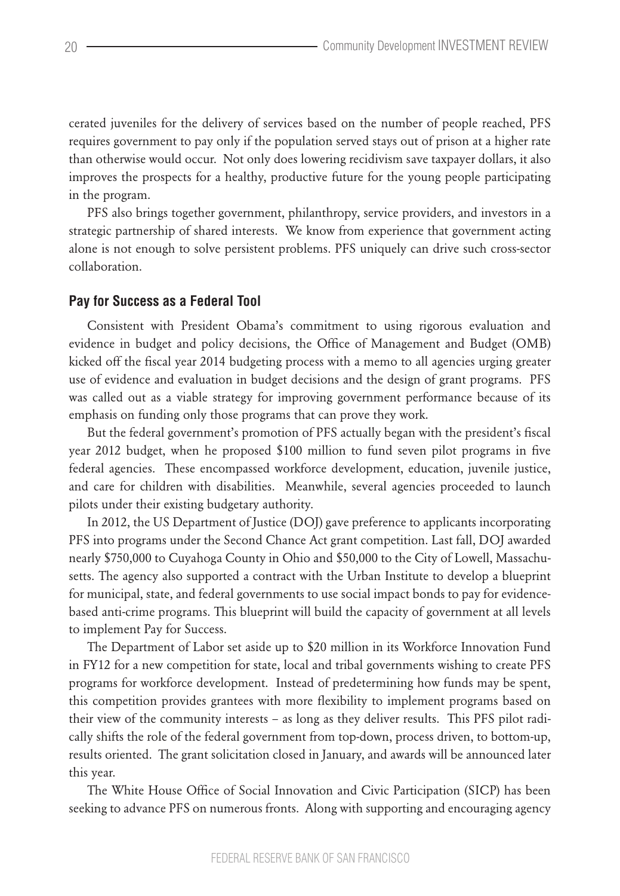cerated juveniles for the delivery of services based on the number of people reached, PFS requires government to pay only if the population served stays out of prison at a higher rate than otherwise would occur. Not only does lowering recidivism save taxpayer dollars, it also improves the prospects for a healthy, productive future for the young people participating in the program.

PFS also brings together government, philanthropy, service providers, and investors in a strategic partnership of shared interests. We know from experience that government acting alone is not enough to solve persistent problems. PFS uniquely can drive such cross-sector collaboration.

## Pay for Success as a Federal Tool

Consistent with President Obama's commitment to using rigorous evaluation and evidence in budget and policy decisions, the Office of Management and Budget (OMB) kicked off the fiscal year 2014 budgeting process with a memo to all agencies urging greater use of evidence and evaluation in budget decisions and the design of grant programs. PFS was called out as a viable strategy for improving government performance because of its emphasis on funding only those programs that can prove they work.

But the federal government's promotion of PFS actually began with the president's fiscal year 2012 budget, when he proposed $100 million to fund seven pilot programs in five federal agencies. These encompassed workforce development, education, juvenile justice, and care for children with disabilities. Meanwhile, several agencies proceeded to launch pilots under their existing budgetary authority.

In 2012, the US Department of Justice (DOJ) gave preference to applicants incorporating PFS into programs under the Second Chance Act grant competition. Last fall, DOJ awarded nearly $750,000 to Cuyahoga County in Ohio and $50,000 to the City of Lowell, Massachusetts. The agency also supported a contract with the Urban Institute to develop a blueprint for municipal, state, and federal governments to use social impact bonds to pay for evidence-based anti-crime programs. This blueprint will build the capacity of government at all levels to implement Pay for Success.

The Department of Labor set aside up to $20 million in its Workforce Innovation Fund in FY12 for a new competition for state, local and tribal governments wishing to create PFS programs for workforce development. Instead of predetermining how funds may be spent, this competition provides grantees with more flexibility to implement programs based on their view of the community interests – as long as they deliver results. This PFS pilot radically shifts the role of the federal government from top-down, process driven, to bottom-up, results oriented. The grant solicitation closed in January, and awards will be announced later this year.

The White House Office of Social Innovation and Civic Participation (SICP) has been seeking to advance PFS on numerous fronts. Along with supporting and encouraging agency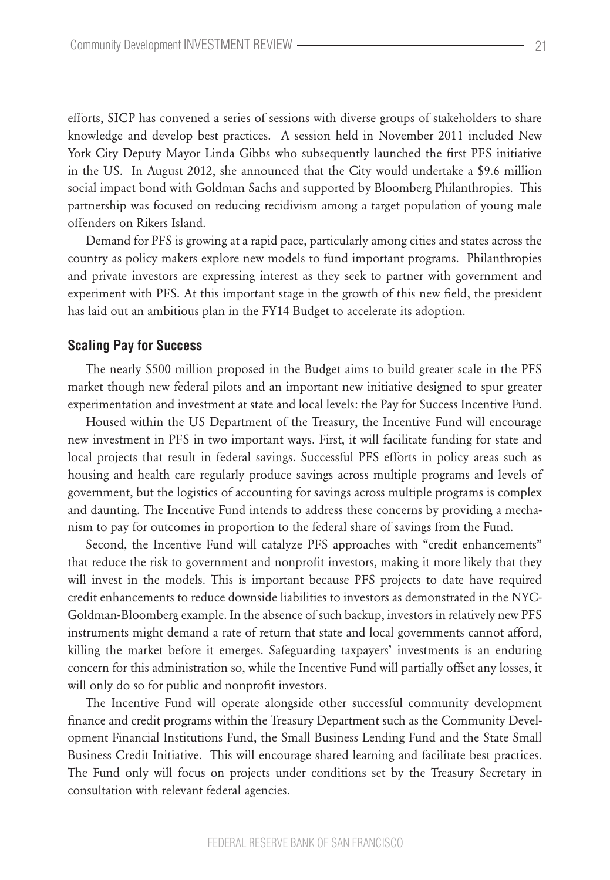efforts, SICP has convened a series of sessions with diverse groups of stakeholders to share knowledge and develop best practices. A session held in November 2011 included New York City Deputy Mayor Linda Gibbs who subsequently launched the first PFS initiative in the US. In August 2012, she announced that the City would undertake a $9.6 million social impact bond with Goldman Sachs and supported by Bloomberg Philanthropies. This partnership was focused on reducing recidivism among a target population of young male offenders on Rikers Island.

Demand for PFS is growing at a rapid pace, particularly among cities and states across the country as policy makers explore new models to fund important programs. Philanthropies and private investors are expressing interest as they seek to partner with government and experiment with PFS. At this important stage in the growth of this new field, the president has laid out an ambitious plan in the FY14 Budget to accelerate its adoption.

## Scaling Pay for Success

The nearly $500 million proposed in the Budget aims to build greater scale in the PFS market though new federal pilots and an important new initiative designed to spur greater experimentation and investment at state and local levels: the Pay for Success Incentive Fund.

Housed within the US Department of the Treasury, the Incentive Fund will encourage new investment in PFS in two important ways. First, it will facilitate funding for state and local projects that result in federal savings. Successful PFS efforts in policy areas such as housing and health care regularly produce savings across multiple programs and levels of government, but the logistics of accounting for savings across multiple programs is complex and daunting. The Incentive Fund intends to address these concerns by providing a mechanism to pay for outcomes in proportion to the federal share of savings from the Fund.

Second, the Incentive Fund will catalyze PFS approaches with "credit enhancements" that reduce the risk to government and nonprofit investors, making it more likely that they will invest in the models. This is important because PFS projects to date have required credit enhancements to reduce downside liabilities to investors as demonstrated in the NYC-Goldman-Bloomberg example. In the absence of such backup, investors in relatively new PFS instruments might demand a rate of return that state and local governments cannot afford, killing the market before it emerges. Safeguarding taxpayers' investments is an enduring concern for this administration so, while the Incentive Fund will partially offset any losses, it will only do so for public and nonprofit investors.

The Incentive Fund will operate alongside other successful community development finance and credit programs within the Treasury Department such as the Community Development Financial Institutions Fund, the Small Business Lending Fund and the State Small Business Credit Initiative. This will encourage shared learning and facilitate best practices. The Fund only will focus on projects under conditions set by the Treasury Secretary in consultation with relevant federal agencies.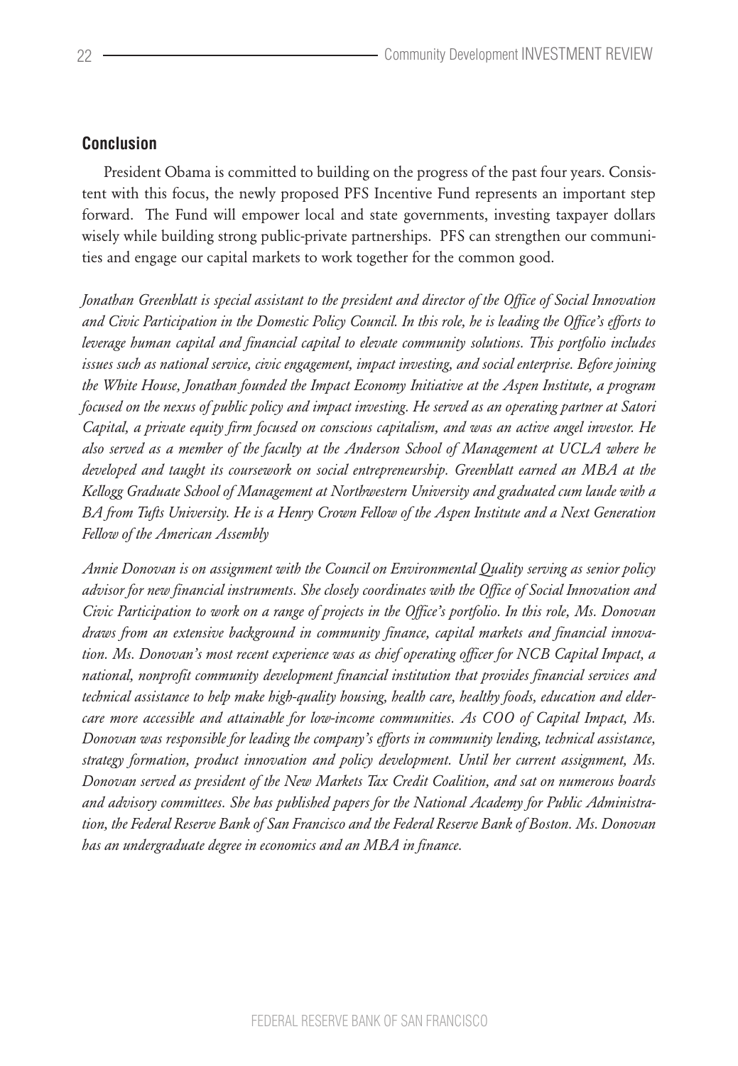## Conclusion

President Obama is committed to building on the progress of the past four years. Consistent with this focus, the newly proposed PFS Incentive Fund represents an important step forward. The Fund will empower local and state governments, investing taxpayer dollars wisely while building strong public-private partnerships. PFS can strengthen our communities and engage our capital markets to work together for the common good.

*Jonathan Greenblatt is special assistant to the president and director of the Office of Social Innovation and Civic Participation in the Domestic Policy Council. In this role, he is leading the Office's efforts to leverage human capital and financial capital to elevate community solutions. This portfolio includes issues such as national service, civic engagement, impact investing, and social enterprise. Before joining the White House, Jonathan founded the Impact Economy Initiative at the Aspen Institute, a program focused on the nexus of public policy and impact investing. He served as an operating partner at Satori Capital, a private equity firm focused on conscious capitalism, and was an active angel investor. He also served as a member of the faculty at the Anderson School of Management at UCLA where he developed and taught its coursework on social entrepreneurship. Greenblatt earned an MBA at the Kellogg Graduate School of Management at Northwestern University and graduated cum laude with a BA from Tufts University. He is a Henry Crown Fellow of the Aspen Institute and a Next Generation Fellow of the American Assembly*

*Annie Donovan is on assignment with the Council on Environmental Quality serving as senior policy advisor for new financial instruments. She closely coordinates with the Office of Social Innovation and Civic Participation to work on a range of projects in the Office's portfolio. In this role, Ms. Donovan draws from an extensive background in community finance, capital markets and financial innovation. Ms. Donovan's most recent experience was as chief operating officer for NCB Capital Impact, a national, nonprofit community development financial institution that provides financial services and technical assistance to help make high-quality housing, health care, healthy foods, education and eldercare more accessible and attainable for low-income communities. As COO of Capital Impact, Ms. Donovan was responsible for leading the company's efforts in community lending, technical assistance, strategy formation, product innovation and policy development. Until her current assignment, Ms. Donovan served as president of the New Markets Tax Credit Coalition, and sat on numerous boards and advisory committees. She has published papers for the National Academy for Public Administration, the Federal Reserve Bank of San Francisco and the Federal Reserve Bank of Boston. Ms. Donovan has an undergraduate degree in economics and an MBA in finance.*